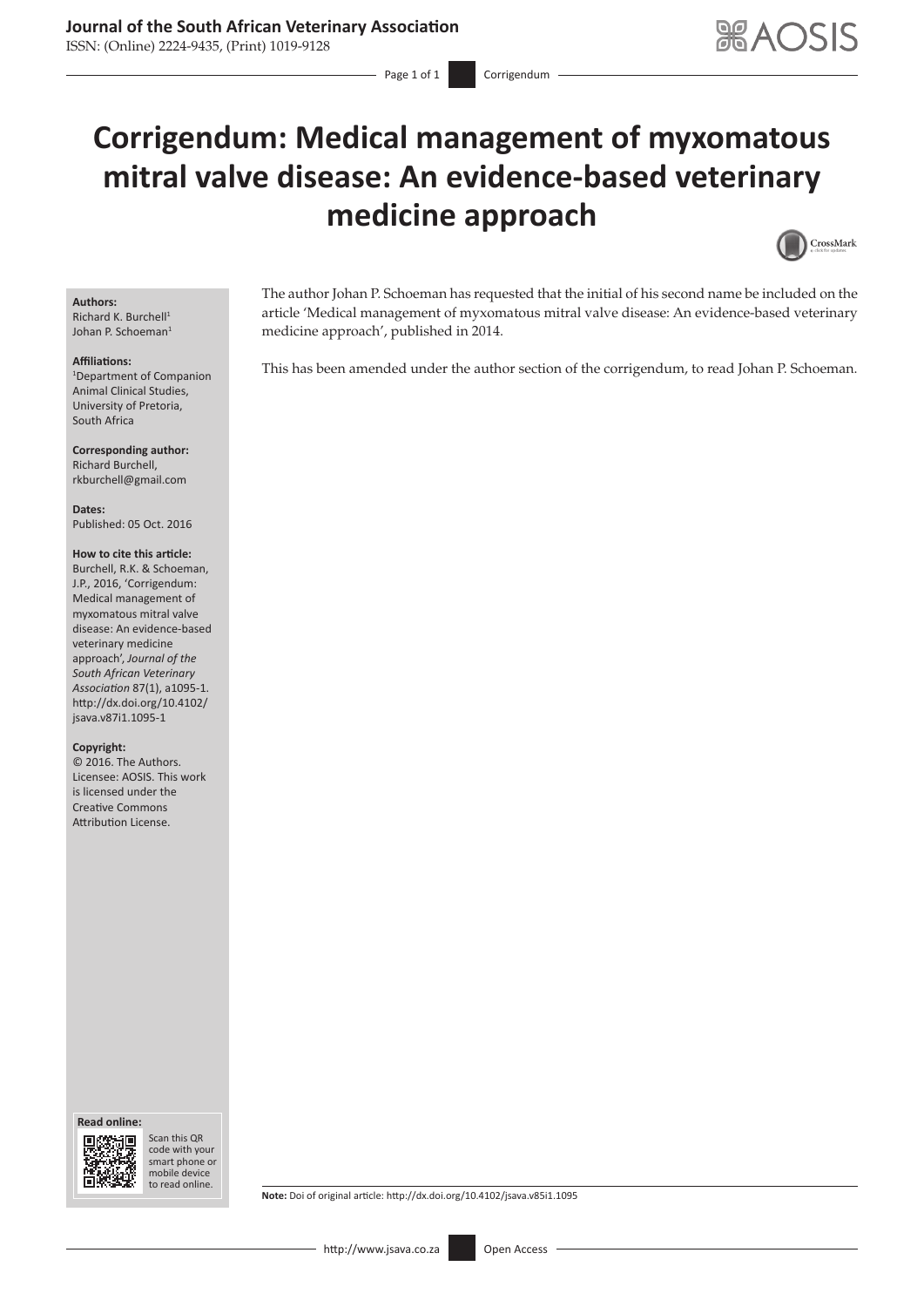# Corrigendum: Medical management of myxomatous mitral valve disease: An evidence-based veterinary medicine approach

**Authors:**
Richard K. Burchell[1]
Johan P. Schoeman[1]

**Affiliations:**
[1]Department of Companion Animal Clinical Studies, University of Pretoria, South Africa

**Corresponding author:**
Richard Burchell,
rkburchell@gmail.com

**Dates:**
Published: 05 Oct. 2016

**How to cite this article:**
Burchell, R.K. & Schoeman, J.P., 2016, 'Corrigendum: Medical management of myxomatous mitral valve disease: An evidence-based veterinary medicine approach', *Journal of the South African Veterinary Association* 87(1), a1095-1. http://dx.doi.org/10.4102/jsava.v87i1.1095-1

**Copyright:**
© 2016. The Authors. Licensee: AOSIS. This work is licensed under the Creative Commons Attribution License.

**Read online:**
Scan this QR code with your smart phone or mobile device to read online.

The author Johan P. Schoeman has requested that the initial of his second name be included on the article 'Medical management of myxomatous mitral valve disease: An evidence-based veterinary medicine approach', published in 2014.

This has been amended under the author section of the corrigendum, to read Johan P. Schoeman.

**Note:** Doi of original article: http://dx.doi.org/10.4102/jsava.v85i1.1095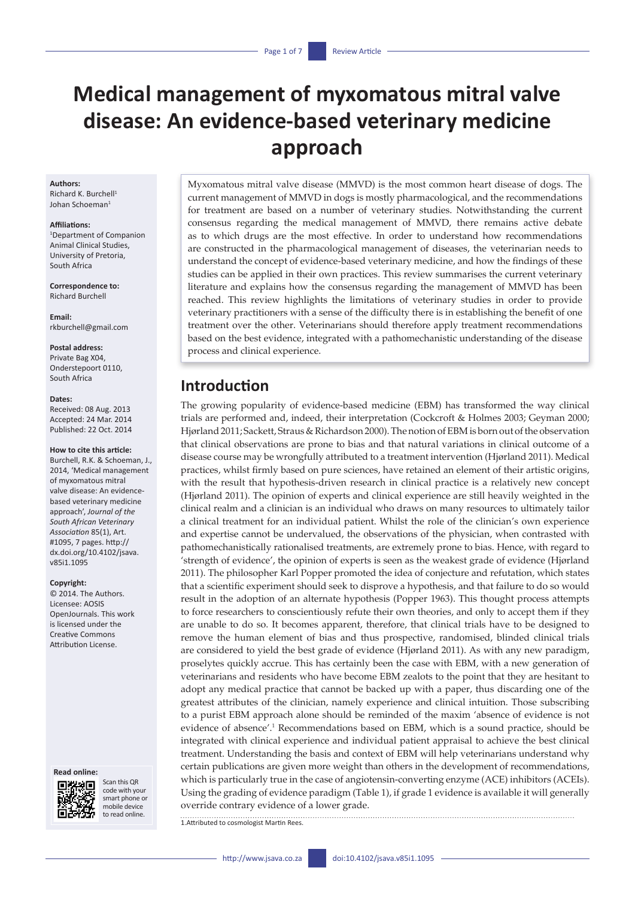# Medical management of myxomatous mitral valve disease: An evidence-based veterinary medicine approach

**Authors:**
Richard K. Burchell[1]
Johan Schoeman[1]

**Affiliations:**
[1]Department of Companion Animal Clinical Studies, University of Pretoria, South Africa

**Correspondence to:**
Richard Burchell

**Email:**
rkburchell@gmail.com

**Postal address:**
Private Bag X04, Onderstepoort 0110, South Africa

**Dates:**
Received: 08 Aug. 2013
Accepted: 24 Mar. 2014
Published: 22 Oct. 2014

**How to cite this article:**
Burchell, R.K. & Schoeman, J., 2014, 'Medical management of myxomatous mitral valve disease: An evidence-based veterinary medicine approach', *Journal of the South African Veterinary Association* 85(1), Art. #1095, 7 pages. http://dx.doi.org/10.4102/jsava.v85i1.1095

**Copyright:**
© 2014. The Authors. Licensee: AOSIS OpenJournals. This work is licensed under the Creative Commons Attribution License.

**Read online:**
Scan this QR code with your smart phone or mobile device to read online.

Myxomatous mitral valve disease (MMVD) is the most common heart disease of dogs. The current management of MMVD in dogs is mostly pharmacological, and the recommendations for treatment are based on a number of veterinary studies. Notwithstanding the current consensus regarding the medical management of MMVD, there remains active debate as to which drugs are the most effective. In order to understand how recommendations are constructed in the pharmacological management of diseases, the veterinarian needs to understand the concept of evidence-based veterinary medicine, and how the findings of these studies can be applied in their own practices. This review summarises the current veterinary literature and explains how the consensus regarding the management of MMVD has been reached. This review highlights the limitations of veterinary studies in order to provide veterinary practitioners with a sense of the difficulty there is in establishing the benefit of one treatment over the other. Veterinarians should therefore apply treatment recommendations based on the best evidence, integrated with a pathomechanistic understanding of the disease process and clinical experience.

## Introduction

The growing popularity of evidence-based medicine (EBM) has transformed the way clinical trials are performed and, indeed, their interpretation (Cockcroft & Holmes 2003; Geyman 2000; Hjørland 2011; Sackett, Straus & Richardson 2000). The notion of EBM is born out of the observation that clinical observations are prone to bias and that natural variations in clinical outcome of a disease course may be wrongfully attributed to a treatment intervention (Hjørland 2011). Medical practices, whilst firmly based on pure sciences, have retained an element of their artistic origins, with the result that hypothesis-driven research in clinical practice is a relatively new concept (Hjørland 2011). The opinion of experts and clinical experience are still heavily weighted in the clinical realm and a clinician is an individual who draws on many resources to ultimately tailor a clinical treatment for an individual patient. Whilst the role of the clinician's own experience and expertise cannot be undervalued, the observations of the physician, when contrasted with pathomechanistically rationalised treatments, are extremely prone to bias. Hence, with regard to 'strength of evidence', the opinion of experts is seen as the weakest grade of evidence (Hjørland 2011). The philosopher Karl Popper promoted the idea of conjecture and refutation, which states that a scientific experiment should seek to disprove a hypothesis, and that failure to do so would result in the adoption of an alternate hypothesis (Popper 1963). This thought process attempts to force researchers to conscientiously refute their own theories, and only to accept them if they are unable to do so. It becomes apparent, therefore, that clinical trials have to be designed to remove the human element of bias and thus prospective, randomised, blinded clinical trials are considered to yield the best grade of evidence (Hjørland 2011). As with any new paradigm, proselytes quickly accrue. This has certainly been the case with EBM, with a new generation of veterinarians and residents who have become EBM zealots to the point that they are hesitant to adopt any medical practice that cannot be backed up with a paper, thus discarding one of the greatest attributes of the clinician, namely experience and clinical intuition. Those subscribing to a purist EBM approach alone should be reminded of the maxim 'absence of evidence is not evidence of absence'.[1] Recommendations based on EBM, which is a sound practice, should be integrated with clinical experience and individual patient appraisal to achieve the best clinical treatment. Understanding the basis and context of EBM will help veterinarians understand why certain publications are given more weight than others in the development of recommendations, which is particularly true in the case of angiotensin-converting enzyme (ACE) inhibitors (ACEIs). Using the grading of evidence paradigm (Table 1), if grade 1 evidence is available it will generally override contrary evidence of a lower grade.

1. Attributed to cosmologist Martin Rees.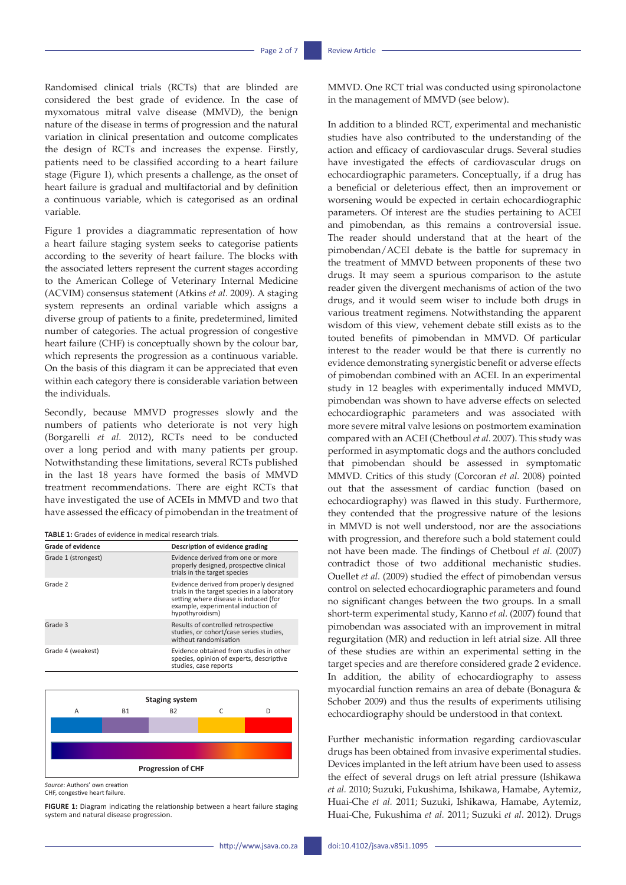Randomised clinical trials (RCTs) that are blinded are considered the best grade of evidence. In the case of myxomatous mitral valve disease (MMVD), the benign nature of the disease in terms of progression and the natural variation in clinical presentation and outcome complicates the design of RCTs and increases the expense. Firstly, patients need to be classified according to a heart failure stage (Figure 1), which presents a challenge, as the onset of heart failure is gradual and multifactorial and by definition a continuous variable, which is categorised as an ordinal variable.

Figure 1 provides a diagrammatic representation of how a heart failure staging system seeks to categorise patients according to the severity of heart failure. The blocks with the associated letters represent the current stages according to the American College of Veterinary Internal Medicine (ACVIM) consensus statement (Atkins *et al.* 2009). A staging system represents an ordinal variable which assigns a diverse group of patients to a finite, predetermined, limited number of categories. The actual progression of congestive heart failure (CHF) is conceptually shown by the colour bar, which represents the progression as a continuous variable. On the basis of this diagram it can be appreciated that even within each category there is considerable variation between the individuals.

Secondly, because MMVD progresses slowly and the numbers of patients who deteriorate is not very high (Borgarelli *et al.* 2012), RCTs need to be conducted over a long period and with many patients per group. Notwithstanding these limitations, several RCTs published in the last 18 years have formed the basis of MMVD treatment recommendations. There are eight RCTs that have investigated the use of ACEIs in MMVD and two that have assessed the efficacy of pimobendan in the treatment of MMVD. One RCT trial was conducted using spironolactone in the management of MMVD (see below).

**TABLE 1:** Grades of evidence in medical research trials.

| Grade of evidence | Description of evidence grading |
|---|---|
| Grade 1 (strongest) | Evidence derived from one or more properly designed, prospective clinical trials in the target species |
| Grade 2 | Evidence derived from properly designed trials in the target species in a laboratory setting where disease is induced (for example, experimental induction of hypothyroidism) |
| Grade 3 | Results of controlled retrospective studies, or cohort/case series studies, without randomisation |
| Grade 4 (weakest) | Evidence obtained from studies in other species, opinion of experts, descriptive studies, case reports |

Staging system

A | B1 | B2 | C | D

Progression of CHF

*Source*: Authors' own creation
CHF, congestive heart failure.

**FIGURE 1:** Diagram indicating the relationship between a heart failure staging system and natural disease progression.

In addition to a blinded RCT, experimental and mechanistic studies have also contributed to the understanding of the action and efficacy of cardiovascular drugs. Several studies have investigated the effects of cardiovascular drugs on echocardiographic parameters. Conceptually, if a drug has a beneficial or deleterious effect, then an improvement or worsening would be expected in certain echocardiographic parameters. Of interest are the studies pertaining to ACEI and pimobendan, as this remains a controversial issue. The reader should understand that at the heart of the pimobendan/ACEI debate is the battle for supremacy in the treatment of MMVD between proponents of these two drugs. It may seem a spurious comparison to the astute reader given the divergent mechanisms of action of the two drugs, and it would seem wiser to include both drugs in various treatment regimens. Notwithstanding the apparent wisdom of this view, vehement debate still exists as to the touted benefits of pimobendan in MMVD. Of particular interest to the reader would be that there is currently no evidence demonstrating synergistic benefit or adverse effects of pimobendan combined with an ACEI. In an experimental study in 12 beagles with experimentally induced MMVD, pimobendan was shown to have adverse effects on selected echocardiographic parameters and was associated with more severe mitral valve lesions on postmortem examination compared with an ACEI (Chetboul *et al.* 2007). This study was performed in asymptomatic dogs and the authors concluded that pimobendan should be assessed in symptomatic MMVD. Critics of this study (Corcoran *et al.* 2008) pointed out that the assessment of cardiac function (based on echocardiography) was flawed in this study. Furthermore, they contended that the progressive nature of the lesions in MMVD is not well understood, nor are the associations with progression, and therefore such a bold statement could not have been made. The findings of Chetboul *et al.* (2007) contradict those of two additional mechanistic studies. Ouellet *et al.* (2009) studied the effect of pimobendan versus control on selected echocardiographic parameters and found no significant changes between the two groups. In a small short-term experimental study, Kanno *et al.* (2007) found that pimobendan was associated with an improvement in mitral regurgitation (MR) and reduction in left atrial size. All three of these studies are within an experimental setting in the target species and are therefore considered grade 2 evidence. In addition, the ability of echocardiography to assess myocardial function remains an area of debate (Bonagura & Schober 2009) and thus the results of experiments utilising echocardiography should be understood in that context.

Further mechanistic information regarding cardiovascular drugs has been obtained from invasive experimental studies. Devices implanted in the left atrium have been used to assess the effect of several drugs on left atrial pressure (Ishikawa *et al.* 2010; Suzuki, Fukushima, Ishikawa, Hamabe, Aytemiz, Huai-Che *et al.* 2011; Suzuki, Ishikawa, Hamabe, Aytemiz, Huai-Che, Fukushima *et al.* 2011; Suzuki *et al*. 2012). Drugs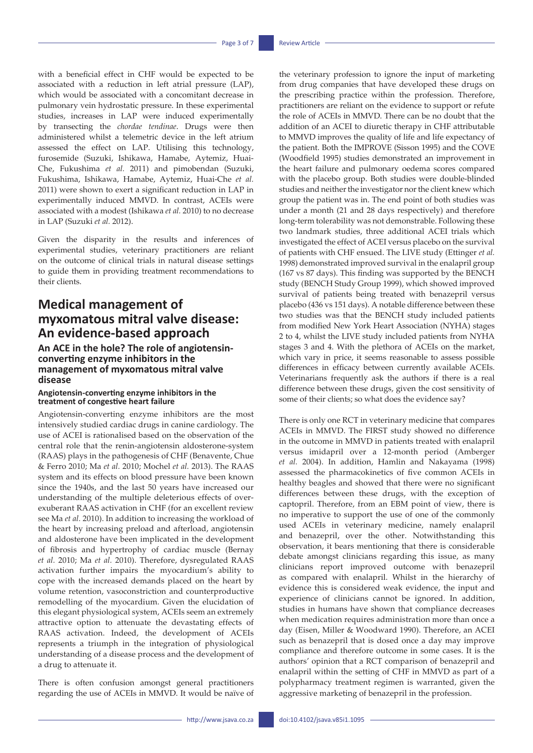with a beneficial effect in CHF would be expected to be associated with a reduction in left atrial pressure (LAP), which would be associated with a concomitant decrease in pulmonary vein hydrostatic pressure. In these experimental studies, increases in LAP were induced experimentally by transecting the *chordae tendinae*. Drugs were then administered whilst a telemetric device in the left atrium assessed the effect on LAP. Utilising this technology, furosemide (Suzuki, Ishikawa, Hamabe, Aytemiz, Huai-Che, Fukushima *et al.* 2011) and pimobendan (Suzuki, Fukushima, Ishikawa, Hamabe, Aytemiz, Huai-Che *et al.* 2011) were shown to exert a significant reduction in LAP in experimentally induced MMVD. In contrast, ACEIs were associated with a modest (Ishikawa *et al.* 2010) to no decrease in LAP (Suzuki *et al.* 2012).

Given the disparity in the results and inferences of experimental studies, veterinary practitioners are reliant on the outcome of clinical trials in natural disease settings to guide them in providing treatment recommendations to their clients.

## Medical management of myxomatous mitral valve disease: An evidence-based approach

### An ACE in the hole? The role of angiotensin-converting enzyme inhibitors in the management of myxomatous mitral valve disease

#### Angiotensin-converting enzyme inhibitors in the treatment of congestive heart failure

Angiotensin-converting enzyme inhibitors are the most intensively studied cardiac drugs in canine cardiology. The use of ACEI is rationalised based on the observation of the central role that the renin-angiotensin aldosterone-system (RAAS) plays in the pathogenesis of CHF (Benavente, Chue & Ferro 2010; Ma *et al.* 2010; Mochel *et al.* 2013). The RAAS system and its effects on blood pressure have been known since the 1940s, and the last 50 years have increased our understanding of the multiple deleterious effects of over-exuberant RAAS activation in CHF (for an excellent review see Ma *et al.* 2010). In addition to increasing the workload of the heart by increasing preload and afterload, angiotensin and aldosterone have been implicated in the development of fibrosis and hypertrophy of cardiac muscle (Bernay *et al.* 2010; Ma *et al.* 2010). Therefore, dysregulated RAAS activation further impairs the myocardium's ability to cope with the increased demands placed on the heart by volume retention, vasoconstriction and counterproductive remodelling of the myocardium. Given the elucidation of this elegant physiological system, ACEIs seem an extremely attractive option to attenuate the devastating effects of RAAS activation. Indeed, the development of ACEIs represents a triumph in the integration of physiological understanding of a disease process and the development of a drug to attenuate it.

There is often confusion amongst general practitioners regarding the use of ACEIs in MMVD. It would be naïve of the veterinary profession to ignore the input of marketing from drug companies that have developed these drugs on the prescribing practice within the profession. Therefore, practitioners are reliant on the evidence to support or refute the role of ACEIs in MMVD. There can be no doubt that the addition of an ACEI to diuretic therapy in CHF attributable to MMVD improves the quality of life and life expectancy of the patient. Both the IMPROVE (Sisson 1995) and the COVE (Woodfield 1995) studies demonstrated an improvement in the heart failure and pulmonary oedema scores compared with the placebo group. Both studies were double-blinded studies and neither the investigator nor the client knew which group the patient was in. The end point of both studies was under a month (21 and 28 days respectively) and therefore long-term tolerability was not demonstrable. Following these two landmark studies, three additional ACEI trials which investigated the effect of ACEI versus placebo on the survival of patients with CHF ensued. The LIVE study (Ettinger *et al.* 1998) demonstrated improved survival in the enalapril group (167 vs 87 days). This finding was supported by the BENCH study (BENCH Study Group 1999), which showed improved survival of patients being treated with benazepril versus placebo (436 vs 151 days). A notable difference between these two studies was that the BENCH study included patients from modified New York Heart Association (NYHA) stages 2 to 4, whilst the LIVE study included patients from NYHA stages 3 and 4. With the plethora of ACEIs on the market, which vary in price, it seems reasonable to assess possible differences in efficacy between currently available ACEIs. Veterinarians frequently ask the authors if there is a real difference between these drugs, given the cost sensitivity of some of their clients; so what does the evidence say?

There is only one RCT in veterinary medicine that compares ACEIs in MMVD. The FIRST study showed no difference in the outcome in MMVD in patients treated with enalapril versus imidapril over a 12-month period (Amberger *et al.* 2004). In addition, Hamlin and Nakayama (1998) assessed the pharmacokinetics of five common ACEIs in healthy beagles and showed that there were no significant differences between these drugs, with the exception of captopril. Therefore, from an EBM point of view, there is no imperative to support the use of one of the commonly used ACEIs in veterinary medicine, namely enalapril and benazepril, over the other. Notwithstanding this observation, it bears mentioning that there is considerable debate amongst clinicians regarding this issue, as many clinicians report improved outcome with benazepril as compared with enalapril. Whilst in the hierarchy of evidence this is considered weak evidence, the input and experience of clinicians cannot be ignored. In addition, studies in humans have shown that compliance decreases when medication requires administration more than once a day (Eisen, Miller & Woodward 1990). Therefore, an ACEI such as benazepril that is dosed once a day may improve compliance and therefore outcome in some cases. It is the authors' opinion that a RCT comparison of benazepril and enalapril within the setting of CHF in MMVD as part of a polypharmacy treatment regimen is warranted, given the aggressive marketing of benazepril in the profession.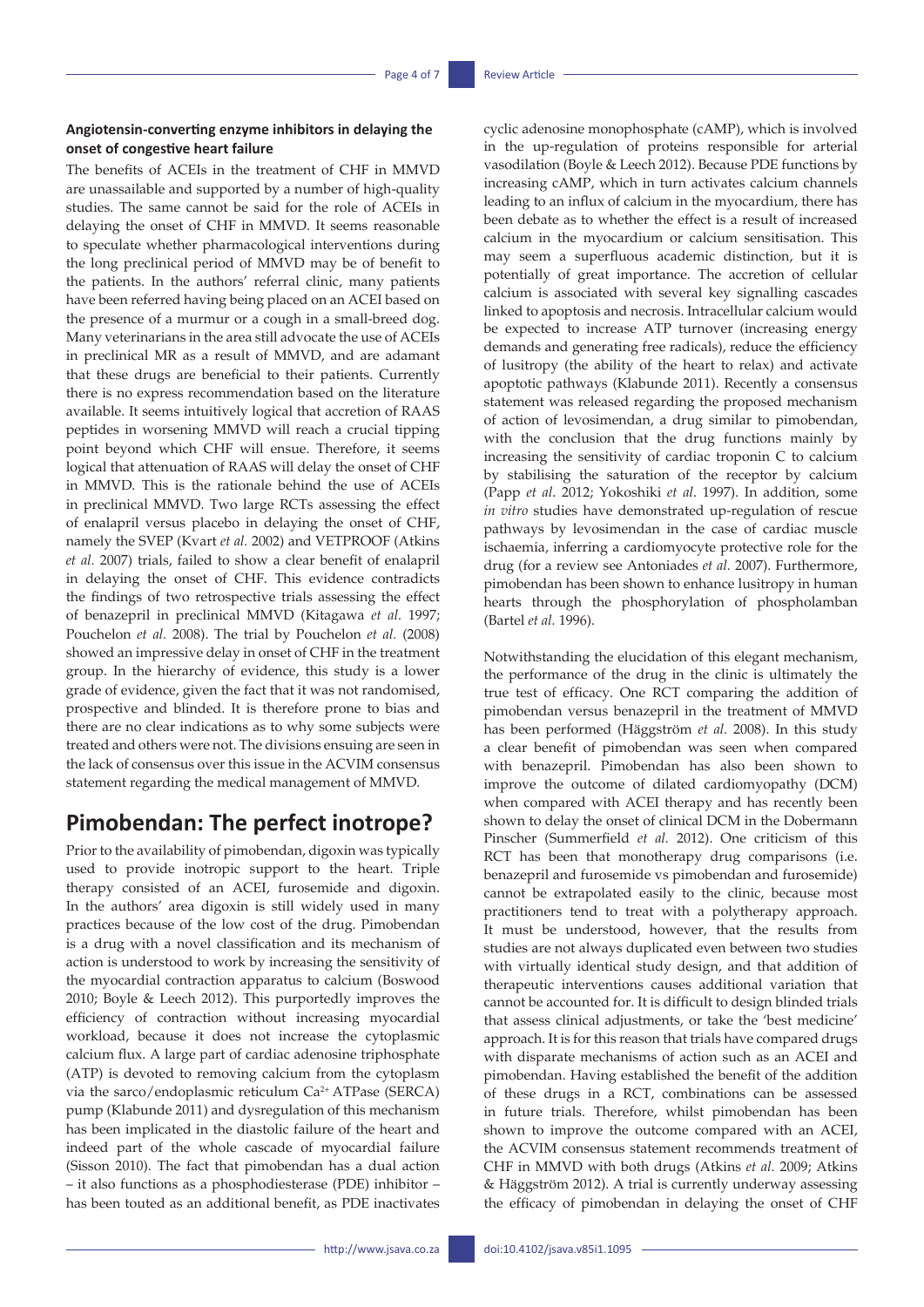### Angiotensin-converting enzyme inhibitors in delaying the onset of congestive heart failure

The benefits of ACEIs in the treatment of CHF in MMVD are unassailable and supported by a number of high-quality studies. The same cannot be said for the role of ACEIs in delaying the onset of CHF in MMVD. It seems reasonable to speculate whether pharmacological interventions during the long preclinical period of MMVD may be of benefit to the patients. In the authors' referral clinic, many patients have been referred having being placed on an ACEI based on the presence of a murmur or a cough in a small-breed dog. Many veterinarians in the area still advocate the use of ACEIs in preclinical MR as a result of MMVD, and are adamant that these drugs are beneficial to their patients. Currently there is no express recommendation based on the literature available. It seems intuitively logical that accretion of RAAS peptides in worsening MMVD will reach a crucial tipping point beyond which CHF will ensue. Therefore, it seems logical that attenuation of RAAS will delay the onset of CHF in MMVD. This is the rationale behind the use of ACEIs in preclinical MMVD. Two large RCTs assessing the effect of enalapril versus placebo in delaying the onset of CHF, namely the SVEP (Kvart *et al.* 2002) and VETPROOF (Atkins *et al.* 2007) trials, failed to show a clear benefit of enalapril in delaying the onset of CHF. This evidence contradicts the findings of two retrospective trials assessing the effect of benazepril in preclinical MMVD (Kitagawa *et al.* 1997; Pouchelon *et al.* 2008). The trial by Pouchelon *et al.* (2008) showed an impressive delay in onset of CHF in the treatment group. In the hierarchy of evidence, this study is a lower grade of evidence, given the fact that it was not randomised, prospective and blinded. It is therefore prone to bias and there are no clear indications as to why some subjects were treated and others were not. The divisions ensuing are seen in the lack of consensus over this issue in the ACVIM consensus statement regarding the medical management of MMVD.

## Pimobendan: The perfect inotrope?

Prior to the availability of pimobendan, digoxin was typically used to provide inotropic support to the heart. Triple therapy consisted of an ACEI, furosemide and digoxin. In the authors' area digoxin is still widely used in many practices because of the low cost of the drug. Pimobendan is a drug with a novel classification and its mechanism of action is understood to work by increasing the sensitivity of the myocardial contraction apparatus to calcium (Boswood 2010; Boyle & Leech 2012). This purportedly improves the efficiency of contraction without increasing myocardial workload, because it does not increase the cytoplasmic calcium flux. A large part of cardiac adenosine triphosphate (ATP) is devoted to removing calcium from the cytoplasm via the sarco/endoplasmic reticulum $Ca^{2+}$ ATPase (SERCA) pump (Klabunde 2011) and dysregulation of this mechanism has been implicated in the diastolic failure of the heart and indeed part of the whole cascade of myocardial failure (Sisson 2010). The fact that pimobendan has a dual action – it also functions as a phosphodiesterase (PDE) inhibitor – has been touted as an additional benefit, as PDE inactivates cyclic adenosine monophosphate (cAMP), which is involved in the up-regulation of proteins responsible for arterial vasodilation (Boyle & Leech 2012). Because PDE functions by increasing cAMP, which in turn activates calcium channels leading to an influx of calcium in the myocardium, there has been debate as to whether the effect is a result of increased calcium in the myocardium or calcium sensitisation. This may seem a superfluous academic distinction, but it is potentially of great importance. The accretion of cellular calcium is associated with several key signalling cascades linked to apoptosis and necrosis. Intracellular calcium would be expected to increase ATP turnover (increasing energy demands and generating free radicals), reduce the efficiency of lusitropy (the ability of the heart to relax) and activate apoptotic pathways (Klabunde 2011). Recently a consensus statement was released regarding the proposed mechanism of action of levosimendan, a drug similar to pimobendan, with the conclusion that the drug functions mainly by increasing the sensitivity of cardiac troponin C to calcium by stabilising the saturation of the receptor by calcium (Papp *et al*. 2012; Yokoshiki *et al*. 1997). In addition, some *in vitro* studies have demonstrated up-regulation of rescue pathways by levosimendan in the case of cardiac muscle ischaemia, inferring a cardiomyocyte protective role for the drug (for a review see Antoniades *et al.* 2007). Furthermore, pimobendan has been shown to enhance lusitropy in human hearts through the phosphorylation of phospholamban (Bartel *et al.* 1996).

Notwithstanding the elucidation of this elegant mechanism, the performance of the drug in the clinic is ultimately the true test of efficacy. One RCT comparing the addition of pimobendan versus benazepril in the treatment of MMVD has been performed (Häggström *et al.* 2008). In this study a clear benefit of pimobendan was seen when compared with benazepril. Pimobendan has also been shown to improve the outcome of dilated cardiomyopathy (DCM) when compared with ACEI therapy and has recently been shown to delay the onset of clinical DCM in the Dobermann Pinscher (Summerfield *et al.* 2012). One criticism of this RCT has been that monotherapy drug comparisons (i.e. benazepril and furosemide vs pimobendan and furosemide) cannot be extrapolated easily to the clinic, because most practitioners tend to treat with a polytherapy approach. It must be understood, however, that the results from studies are not always duplicated even between two studies with virtually identical study design, and that addition of therapeutic interventions causes additional variation that cannot be accounted for. It is difficult to design blinded trials that assess clinical adjustments, or take the 'best medicine' approach. It is for this reason that trials have compared drugs with disparate mechanisms of action such as an ACEI and pimobendan. Having established the benefit of the addition of these drugs in a RCT, combinations can be assessed in future trials. Therefore, whilst pimobendan has been shown to improve the outcome compared with an ACEI, the ACVIM consensus statement recommends treatment of CHF in MMVD with both drugs (Atkins *et al.* 2009; Atkins & Häggström 2012). A trial is currently underway assessing the efficacy of pimobendan in delaying the onset of CHF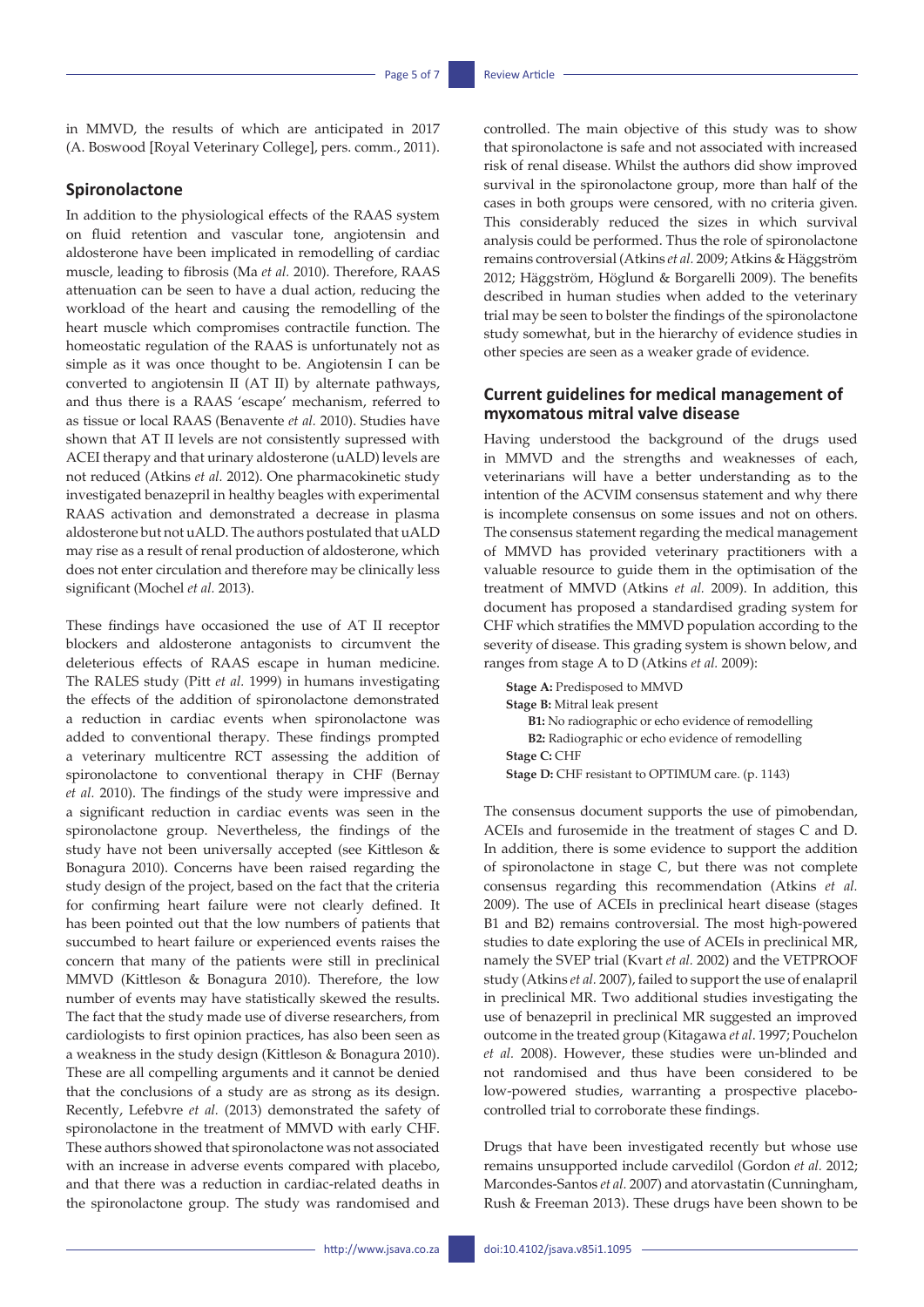in MMVD, the results of which are anticipated in 2017 (A. Boswood [Royal Veterinary College], pers. comm., 2011).

## Spironolactone

In addition to the physiological effects of the RAAS system on fluid retention and vascular tone, angiotensin and aldosterone have been implicated in remodelling of cardiac muscle, leading to fibrosis (Ma *et al.* 2010). Therefore, RAAS attenuation can be seen to have a dual action, reducing the workload of the heart and causing the remodelling of the heart muscle which compromises contractile function. The homeostatic regulation of the RAAS is unfortunately not as simple as it was once thought to be. Angiotensin I can be converted to angiotensin II (AT II) by alternate pathways, and thus there is a RAAS 'escape' mechanism, referred to as tissue or local RAAS (Benavente *et al.* 2010). Studies have shown that AT II levels are not consistently supressed with ACEI therapy and that urinary aldosterone (uALD) levels are not reduced (Atkins *et al.* 2012). One pharmacokinetic study investigated benazepril in healthy beagles with experimental RAAS activation and demonstrated a decrease in plasma aldosterone but not uALD. The authors postulated that uALD may rise as a result of renal production of aldosterone, which does not enter circulation and therefore may be clinically less significant (Mochel *et al.* 2013).

These findings have occasioned the use of AT II receptor blockers and aldosterone antagonists to circumvent the deleterious effects of RAAS escape in human medicine. The RALES study (Pitt *et al.* 1999) in humans investigating the effects of the addition of spironolactone demonstrated a reduction in cardiac events when spironolactone was added to conventional therapy. These findings prompted a veterinary multicentre RCT assessing the addition of spironolactone to conventional therapy in CHF (Bernay *et al.* 2010). The findings of the study were impressive and a significant reduction in cardiac events was seen in the spironolactone group. Nevertheless, the findings of the study have not been universally accepted (see Kittleson & Bonagura 2010). Concerns have been raised regarding the study design of the project, based on the fact that the criteria for confirming heart failure were not clearly defined. It has been pointed out that the low numbers of patients that succumbed to heart failure or experienced events raises the concern that many of the patients were still in preclinical MMVD (Kittleson & Bonagura 2010). Therefore, the low number of events may have statistically skewed the results. The fact that the study made use of diverse researchers, from cardiologists to first opinion practices, has also been seen as a weakness in the study design (Kittleson & Bonagura 2010). These are all compelling arguments and it cannot be denied that the conclusions of a study are as strong as its design. Recently, Lefebvre *et al.* (2013) demonstrated the safety of spironolactone in the treatment of MMVD with early CHF. These authors showed that spironolactone was not associated with an increase in adverse events compared with placebo, and that there was a reduction in cardiac-related deaths in the spironolactone group. The study was randomised and controlled. The main objective of this study was to show that spironolactone is safe and not associated with increased risk of renal disease. Whilst the authors did show improved survival in the spironolactone group, more than half of the cases in both groups were censored, with no criteria given. This considerably reduced the sizes in which survival analysis could be performed. Thus the role of spironolactone remains controversial (Atkins *et al.* 2009; Atkins & Häggström 2012; Häggström, Höglund & Borgarelli 2009). The benefits described in human studies when added to the veterinary trial may be seen to bolster the findings of the spironolactone study somewhat, but in the hierarchy of evidence studies in other species are seen as a weaker grade of evidence.

## Current guidelines for medical management of myxomatous mitral valve disease

Having understood the background of the drugs used in MMVD and the strengths and weaknesses of each, veterinarians will have a better understanding as to the intention of the ACVIM consensus statement and why there is incomplete consensus on some issues and not on others. The consensus statement regarding the medical management of MMVD has provided veterinary practitioners with a valuable resource to guide them in the optimisation of the treatment of MMVD (Atkins *et al.* 2009). In addition, this document has proposed a standardised grading system for CHF which stratifies the MMVD population according to the severity of disease. This grading system is shown below, and ranges from stage A to D (Atkins *et al.* 2009):

> **Stage A:** Predisposed to MMVD
> **Stage B:** Mitral leak present
> **B1:** No radiographic or echo evidence of remodelling
> **B2:** Radiographic or echo evidence of remodelling
> **Stage C:** CHF
> **Stage D:** CHF resistant to OPTIMUM care. (p. 1143)

The consensus document supports the use of pimobendan, ACEIs and furosemide in the treatment of stages C and D. In addition, there is some evidence to support the addition of spironolactone in stage C, but there was not complete consensus regarding this recommendation (Atkins *et al.* 2009). The use of ACEIs in preclinical heart disease (stages B1 and B2) remains controversial. The most high-powered studies to date exploring the use of ACEIs in preclinical MR, namely the SVEP trial (Kvart *et al.* 2002) and the VETPROOF study (Atkins *et al.* 2007), failed to support the use of enalapril in preclinical MR. Two additional studies investigating the use of benazepril in preclinical MR suggested an improved outcome in the treated group (Kitagawa *et al.* 1997; Pouchelon *et al.* 2008). However, these studies were un-blinded and not randomised and thus have been considered to be low-powered studies, warranting a prospective placebo-controlled trial to corroborate these findings.

Drugs that have been investigated recently but whose use remains unsupported include carvedilol (Gordon *et al.* 2012; Marcondes-Santos *et al.* 2007) and atorvastatin (Cunningham, Rush & Freeman 2013). These drugs have been shown to be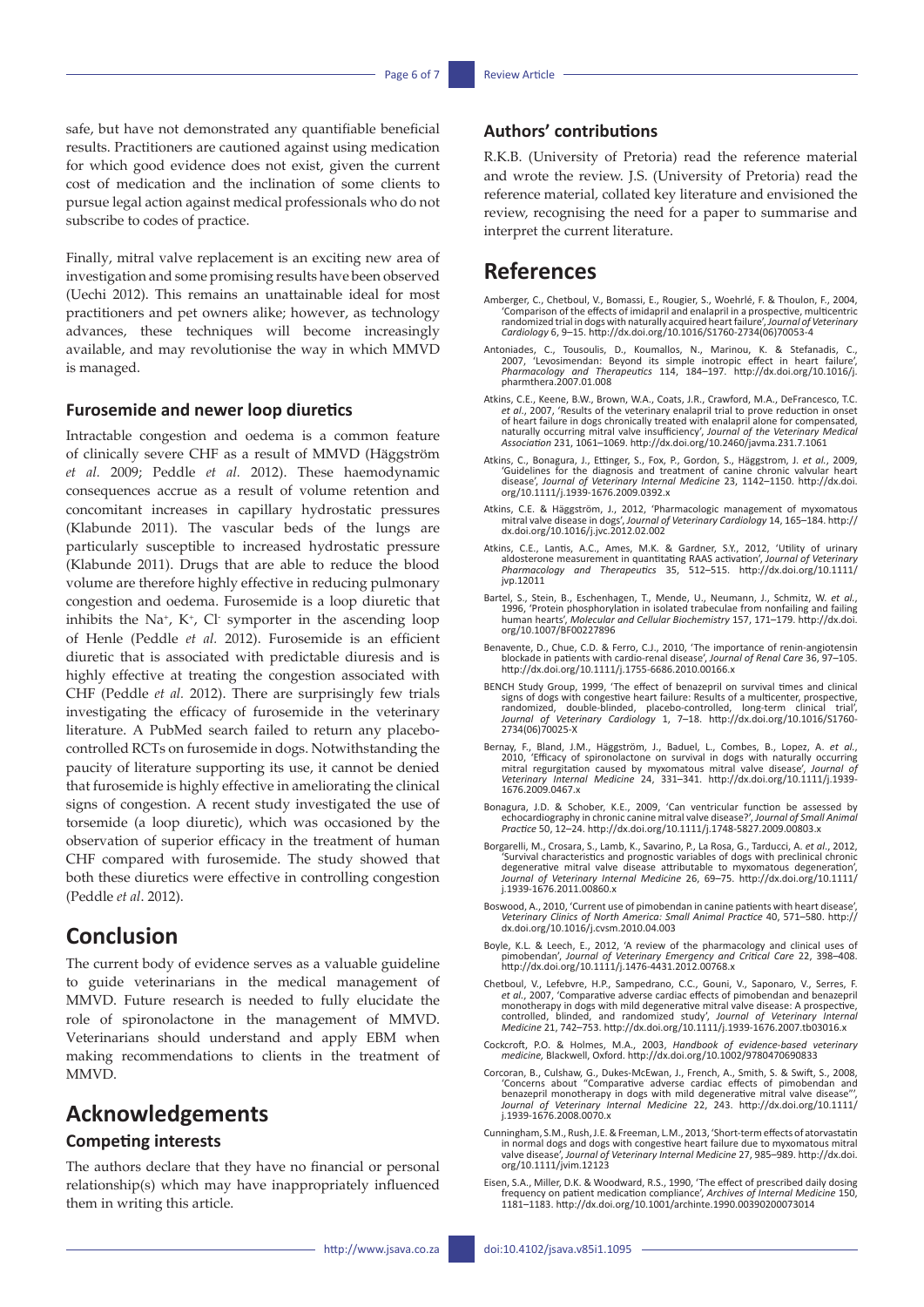safe, but have not demonstrated any quantifiable beneficial results. Practitioners are cautioned against using medication for which good evidence does not exist, given the current cost of medication and the inclination of some clients to pursue legal action against medical professionals who do not subscribe to codes of practice.

Finally, mitral valve replacement is an exciting new area of investigation and some promising results have been observed (Uechi 2012). This remains an unattainable ideal for most practitioners and pet owners alike; however, as technology advances, these techniques will become increasingly available, and may revolutionise the way in which MMVD is managed.

### Furosemide and newer loop diuretics

Intractable congestion and oedema is a common feature of clinically severe CHF as a result of MMVD (Häggström *et al.* 2009; Peddle *et al.* 2012). These haemodynamic consequences accrue as a result of volume retention and concomitant increases in capillary hydrostatic pressures (Klabunde 2011). The vascular beds of the lungs are particularly susceptible to increased hydrostatic pressure (Klabunde 2011). Drugs that are able to reduce the blood volume are therefore highly effective in reducing pulmonary congestion and oedema. Furosemide is a loop diuretic that inhibits the $Na^+$, $K^+$, $Cl^-$ symporter in the ascending loop of Henle (Peddle *et al.* 2012). Furosemide is an efficient diuretic that is associated with predictable diuresis and is highly effective at treating the congestion associated with CHF (Peddle *et al.* 2012). There are surprisingly few trials investigating the efficacy of furosemide in the veterinary literature. A PubMed search failed to return any placebo-controlled RCTs on furosemide in dogs. Notwithstanding the paucity of literature supporting its use, it cannot be denied that furosemide is highly effective in ameliorating the clinical signs of congestion. A recent study investigated the use of torsemide (a loop diuretic), which was occasioned by the observation of superior efficacy in the treatment of human CHF compared with furosemide. The study showed that both these diuretics were effective in controlling congestion (Peddle *et al*. 2012).

## Conclusion

The current body of evidence serves as a valuable guideline to guide veterinarians in the medical management of MMVD. Future research is needed to fully elucidate the role of spironolactone in the management of MMVD. Veterinarians should understand and apply EBM when making recommendations to clients in the treatment of MMVD.

## Acknowledgements

### Competing interests

The authors declare that they have no financial or personal relationship(s) which may have inappropriately influenced them in writing this article.

### Authors' contributions

R.K.B. (University of Pretoria) read the reference material and wrote the review. J.S. (University of Pretoria) read the reference material, collated key literature and envisioned the review, recognising the need for a paper to summarise and interpret the current literature.

## References

Amberger, C., Chetboul, V., Bomassi, E., Rougier, S., Woehrlé, F. & Thoulon, F., 2004, 'Comparison of the effects of imidapril and enalapril in a prospective, multicentric randomized trial in dogs with naturally acquired heart failure', *Journal of Veterinary Cardiology* 6, 9–15. http://dx.doi.org/10.1016/S1760-2734(06)70053-4

Antoniades, C., Tousoulis, D., Koumallos, N., Marinou, K. & Stefanadis, C., 2007, 'Levosimendan: Beyond its simple inotropic effect in heart failure', *Pharmacology and Therapeutics* 114, 184–197. http://dx.doi.org/10.1016/j.pharmthera.2007.01.008

Atkins, C.E., Keene, B.W., Brown, W.A., Coats, J.R., Crawford, M.A., DeFrancesco, T.C. *et al*., 2007, 'Results of the veterinary enalapril trial to prove reduction in onset of heart failure in dogs chronically treated with enalapril alone for compensated, naturally occurring mitral valve insufficiency', *Journal of the Veterinary Medical Association* 231, 1061–1069. http://dx.doi.org/10.2460/javma.231.7.1061

Atkins, C., Bonagura, J., Ettinger, S., Fox, P., Gordon, S., Häggstrom, J. *et al.*, 2009, 'Guidelines for the diagnosis and treatment of canine chronic valvular heart disease', *Journal of Veterinary Internal Medicine* 23, 1142–1150. http://dx.doi.org/10.1111/j.1939-1676.2009.0392.x

Atkins, C.E. & Häggström, J., 2012, 'Pharmacologic management of myxomatous mitral valve disease in dogs', *Journal of Veterinary Cardiology* 14, 165–184. http://dx.doi.org/10.1016/j.jvc.2012.02.002

Atkins, C.E., Lantis, A.C., Ames, M.K. & Gardner, S.Y., 2012, 'Utility of urinary aldosterone measurement in quantitating RAAS activation', *Journal of Veterinary Pharmacology and Therapeutics* 35, 512–515. http://dx.doi.org/10.1111/jvp.12011

Bartel, S., Stein, B., Eschenhagen, T., Mende, U., Neumann, J., Schmitz, W. *et al.*, 1996, 'Protein phosphorylation in isolated trabeculae from nonfailing and failing human hearts', *Molecular and Cellular Biochemistry* 157, 171–179. http://dx.doi.org/10.1007/BF00227896

Benavente, D., Chue, C.D. & Ferro, C.J., 2010, 'The importance of renin-angiotensin blockade in patients with cardio-renal disease', *Journal of Renal Care* 36, 97–105. http://dx.doi.org/10.1111/j.1755-6686.2010.00166.x

BENCH Study Group, 1999, 'The effect of benazepril on survival times and clinical signs of dogs with congestive heart failure: Results of a multicenter, prospective, randomized, double-blinded, placebo-controlled, long-term clinical trial', *Journal of Veterinary Cardiology* 1, 7–18. http://dx.doi.org/10.1016/S1760-2734(06)70025-X

Bernay, F., Bland, J.M., Häggström, J., Baduel, L., Combes, B., Lopez, A. *et al.*, 2010, 'Efficacy of spironolactone on survival in dogs with naturally occurring mitral regurgitation caused by myxomatous mitral valve disease', *Journal of Veterinary Internal Medicine* 24, 331–341. http://dx.doi.org/10.1111/j.1939-1676.2009.0467.x

Bonagura, J.D. & Schober, K.E., 2009, 'Can ventricular function be assessed by echocardiography in chronic canine mitral valve disease?', *Journal of Small Animal Practice* 50, 12–24. http://dx.doi.org/10.1111/j.1748-5827.2009.00803.x

Borgarelli, M., Crosara, S., Lamb, K., Savarino, P., La Rosa, G., Tarducci, A. *et al.*, 2012, 'Survival characteristics and prognostic variables of dogs with preclinical chronic degenerative mitral valve disease attributable to myxomatous degeneration', *Journal of Veterinary Internal Medicine* 26, 69–75. http://dx.doi.org/10.1111/j.1939-1676.2011.00860.x

Boswood, A., 2010, 'Current use of pimobendan in canine patients with heart disease', *Veterinary Clinics of North America: Small Animal Practice* 40, 571–580. http://dx.doi.org/10.1016/j.cvsm.2010.04.003

Boyle, K.L. & Leech, E., 2012, 'A review of the pharmacology and clinical uses of pimobendan', *Journal of Veterinary Emergency and Critical Care* 22, 398–408. http://dx.doi.org/10.1111/j.1476-4431.2012.00768.x

Chetboul, V., Lefebvre, H.P., Sampedrano, C.C., Gouni, V., Saponaro, V., Serres, F. *et al.*, 2007, 'Comparative adverse cardiac effects of pimobendan and benazepril monotherapy in dogs with mild degenerative mitral valve disease: A prospective, controlled, blinded, and randomized study', *Journal of Veterinary Internal Medicine* 21, 742–753. http://dx.doi.org/10.1111/j.1939-1676.2007.tb03016.x

Cockcroft, P.O. & Holmes, M.A., 2003, *Handbook of evidence-based veterinary medicine*, Blackwell, Oxford. http://dx.doi.org/10.1002/9780470690833

Corcoran, B., Culshaw, G., Dukes-McEwan, J., French, A., Smith, S. & Swift, S., 2008, 'Concerns about "Comparative adverse cardiac effects of pimobendan and benazepril monotherapy in dogs with mild degenerative mitral valve disease"', *Journal of Veterinary Internal Medicine* 22, 243. http://dx.doi.org/10.1111/j.1939-1676.2008.0070.x

Cunningham, S.M., Rush, J.E. & Freeman, L.M., 2013, 'Short-term effects of atorvastatin in normal dogs and dogs with congestive heart failure due to myxomatous mitral valve disease', *Journal of Veterinary Internal Medicine* 27, 985–989. http://dx.doi.org/10.1111/jvim.12123

Eisen, S.A., Miller, D.K. & Woodward, R.S., 1990, 'The effect of prescribed daily dosing frequency on patient medication compliance', *Archives of Internal Medicine* 150, 1181–1183. http://dx.doi.org/10.1001/archinte.1990.00390200073014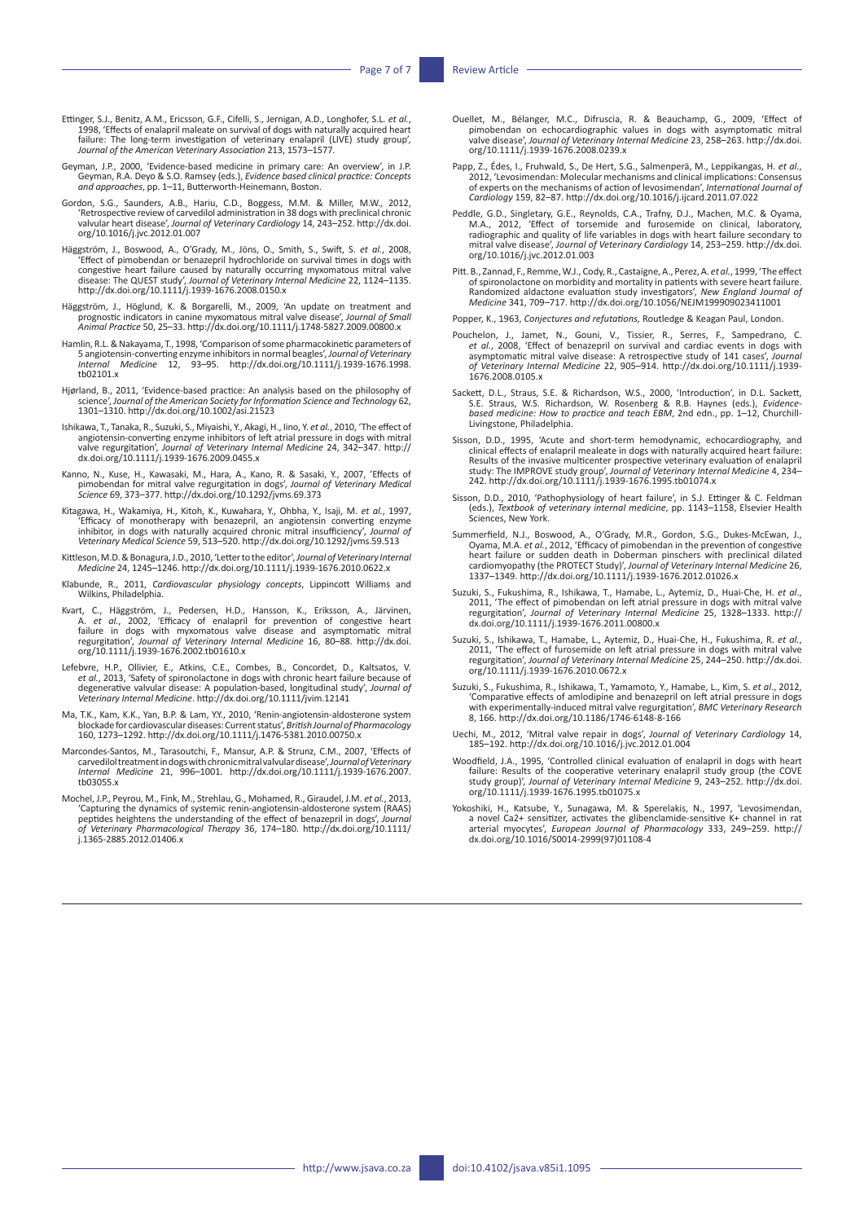Ettinger, S.J., Benitz, A.M., Ericsson, G.F., Cifelli, S., Jernigan, A.D., Longhofer, S.L. *et al.*, 1998, 'Effects of enalapril maleate on survival of dogs with naturally acquired heart failure: The long-term investigation of veterinary enalapril (LIVE) study group', *Journal of the American Veterinary Association* 213, 1573–1577.

Geyman, J.P., 2000, 'Evidence-based medicine in primary care: An overview', in J.P. Geyman, R.A. Deyo & S.O. Ramsey (eds.), *Evidence based clinical practice: Concepts and approaches*, pp. 1–11, Butterworth-Heinemann, Boston.

Gordon, S.G., Saunders, A.B., Hariu, C.D., Boggess, M.M. & Miller, M.W., 2012, 'Retrospective review of carvedilol administration in 38 dogs with preclinical chronic valvular heart disease', *Journal of Veterinary Cardiology* 14, 243–252. http://dx.doi.org/10.1016/j.jvc.2012.01.007

Häggström, J., Boswood, A., O'Grady, M., Jöns, O., Smith, S., Swift, S. *et al.*, 2008, 'Effect of pimobendan or benazepril hydrochloride on survival times in dogs with congestive heart failure caused by naturally occurring myxomatous mitral valve disease: The QUEST study', *Journal of Veterinary Internal Medicine* 22, 1124–1135. http://dx.doi.org/10.1111/j.1939-1676.2008.0150.x

Häggström, J., Höglund, K. & Borgarelli, M., 2009, 'An update on treatment and prognostic indicators in canine myxomatous mitral valve disease', *Journal of Small Animal Practice* 50, 25–33. http://dx.doi.org/10.1111/j.1748-5827.2009.00800.x

Hamlin, R.L. & Nakayama, T., 1998, 'Comparison of some pharmacokinetic parameters of 5 angiotensin-converting enzyme inhibitors in normal beagles', *Journal of Veterinary Internal Medicine* 12, 93–95. http://dx.doi.org/10.1111/j.1939-1676.1998.tb02101.x

Hjørland, B., 2011, 'Evidence-based practice: An analysis based on the philosophy of science', *Journal of the American Society for Information Science and Technology* 62, 1301–1310. http://dx.doi.org/10.1002/asi.21523

Ishikawa, T., Tanaka, R., Suzuki, S., Miyaishi, Y., Akagi, H., Iino, Y. *et al.*, 2010, 'The effect of angiotensin-converting enzyme inhibitors of left atrial pressure in dogs with mitral valve regurgitation', *Journal of Veterinary Internal Medicine* 24, 342–347. http://dx.doi.org/10.1111/j.1939-1676.2009.0455.x

Kanno, N., Kuse, H., Kawasaki, M., Hara, A., Kano, R. & Sasaki, Y., 2007, 'Effects of pimobendan for mitral valve regurgitation in dogs', *Journal of Veterinary Medical Science* 69, 373–377. http://dx.doi.org/10.1292/jvms.69.373

Kitagawa, H., Wakamiya, H., Kitoh, K., Kuwahara, Y., Ohbha, Y., Isaji, M. *et al.*, 1997, 'Efficacy of monotherapy with benazepril, an angiotensin converting enzyme inhibitor, in dogs with naturally acquired chronic mitral insufficiency', *Journal of Veterinary Medical Science* 59, 513–520. http://dx.doi.org/10.1292/jvms.59.513

Kittleson, M.D. & Bonagura, J.D., 2010, 'Letter to the editor', *Journal of Veterinary Internal Medicine* 24, 1245–1246. http://dx.doi.org/10.1111/j.1939-1676.2010.0622.x

Klabunde, R., 2011, *Cardiovascular physiology concepts*, Lippincott Williams and Wilkins, Philadelphia.

Kvart, C., Häggström, J., Pedersen, H.D., Hansson, K., Eriksson, A., Järvinen, A. *et al.*, 2002, 'Efficacy of enalapril for prevention of congestive heart failure in dogs with myxomatous valve disease and asymptomatic mitral regurgitation', *Journal of Veterinary Internal Medicine* 16, 80–88. http://dx.doi.org/10.1111/j.1939-1676.2002.tb01610.x

Lefebvre, H.P., Ollivier, E., Atkins, C.E., Combes, B., Concordet, D., Kaltsatos, V. *et al.*, 2013, 'Safety of spironolactone in dogs with chronic heart failure because of degenerative valvular disease: A population-based, longitudinal study', *Journal of Veterinary Internal Medicine*. http://dx.doi.org/10.1111/jvim.12141

Ma, T.K., Kam, K.K., Yan, B.P. & Lam, Y.Y., 2010, 'Renin-angiotensin-aldosterone system blockade for cardiovascular diseases: Current status', *British Journal of Pharmacology* 160, 1273–1292. http://dx.doi.org/10.1111/j.1476-5381.2010.00750.x

Marcondes-Santos, M., Tarasoutchi, F., Mansur, A.P. & Strunz, C.M., 2007, 'Effects of carvedilol treatment in dogs with chronic mitral valvular disease', *Journal of Veterinary Internal Medicine* 21, 996–1001. http://dx.doi.org/10.1111/j.1939-1676.2007.tb03055.x

Mochel, J.P., Peyrou, M., Fink, M., Strehlau, G., Mohamed, R., Giraudel, J.M. *et al.*, 2013, 'Capturing the dynamics of systemic renin-angiotensin-aldosterone system (RAAS) peptides heightens the understanding of the effect of benazepril in dogs', *Journal of Veterinary Pharmacological Therapy* 36, 174–180. http://dx.doi.org/10.1111/j.1365-2885.2012.01406.x

Ouellet, M., Bélanger, M.C., Difruscia, R. & Beauchamp, G., 2009, 'Effect of pimobendan on echocardiographic values in dogs with asymptomatic mitral valve disease', *Journal of Veterinary Internal Medicine* 23, 258–263. http://dx.doi.org/10.1111/j.1939-1676.2008.0239.x

Papp, Z., Édes, I., Fruhwald, S., De Hert, S.G., Salmenperä, M., Leppikangas, H. *et al.*, 2012, 'Levosimendan: Molecular mechanisms and clinical implications: Consensus of experts on the mechanisms of action of levosimendan', *International Journal of Cardiology* 159, 82–87. http://dx.doi.org/10.1016/j.ijcard.2011.07.022

Peddle, G.D., Singletary, G.E., Reynolds, C.A., Trafny, D.J., Machen, M.C. & Oyama, M.A., 2012, 'Effect of torsemide and furosemide on clinical, laboratory, radiographic and quality of life variables in dogs with heart failure secondary to mitral valve disease', *Journal of Veterinary Cardiology* 14, 253–259. http://dx.doi.org/10.1016/j.jvc.2012.01.003

Pitt, B., Zannad, F., Remme, W.J., Cody, R., Castaigne, A., Perez, A. *et al.*, 1999, 'The effect of spironolactone on morbidity and mortality in patients with severe heart failure. Randomized aldactone evaluation study investigators', *New England Journal of Medicine* 341, 709–717. http://dx.doi.org/10.1056/NEJM199909023411001

Popper, K., 1963, *Conjectures and refutations,* Routledge & Keagan Paul, London.

Pouchelon, J., Jamet, N., Gouni, V., Tissier, R., Serres, F., Sampedrano, C. *et al.*, 2008, 'Effect of benazepril on survival and cardiac events in dogs with asymptomatic mitral valve disease: A retrospective study of 141 cases', *Journal of Veterinary Internal Medicine* 22, 905–914. http://dx.doi.org/10.1111/j.1939-1676.2008.0105.x

Sackett, D.L., Straus, S.E. & Richardson, W.S., 2000, 'Introduction', in D.L. Sackett, S.E. Straus, W.S. Richardson, W. Rosenberg & R.B. Haynes (eds.), *Evidence-based medicine: How to practice and teach EBM*, 2nd edn., pp. 1–12, Churchill-Livingstone, Philadelphia.

Sisson, D.D., 1995, 'Acute and short-term hemodynamic, echocardiography, and clinical effects of enalapril mealeate in dogs with naturally acquired heart failure: Results of the invasive multicenter prospective veterinary evaluation of enalapril study: The IMPROVE study group', *Journal of Veterinary Internal Medicine* 4, 234–242. http://dx.doi.org/10.1111/j.1939-1676.1995.tb01074.x

Sisson, D.D., 2010, 'Pathophysiology of heart failure', in S.J. Ettinger & C. Feldman (eds.), *Textbook of veterinary internal medicine*, pp. 1143–1158, Elsevier Health Sciences, New York.

Summerfield, N.J., Boswood, A., O'Grady, M.R., Gordon, S.G., Dukes-McEwan, J., Oyama, M.A. *et al.*, 2012, 'Efficacy of pimobendan in the prevention of congestive heart failure or sudden death in Doberman pinschers with preclinical dilated cardiomyopathy (the PROTECT Study)', *Journal of Veterinary Internal Medicine* 26, 1337–1349. http://dx.doi.org/10.1111/j.1939-1676.2012.01026.x

Suzuki, S., Fukushima, R., Ishikawa, T., Hamabe, L., Aytemiz, D., Huai-Che, H. *et al.*, 2011, 'The effect of pimobendan on left atrial pressure in dogs with mitral valve regurgitation', *Journal of Veterinary Internal Medicine* 25, 1328–1333. http://dx.doi.org/10.1111/j.1939-1676.2011.00800.x

Suzuki, S., Ishikawa, T., Hamabe, L., Aytemiz, D., Huai-Che, H., Fukushima, R. *et al.*, 2011, 'The effect of furosemide on left atrial pressure in dogs with mitral valve regurgitation', *Journal of Veterinary Internal Medicine* 25, 244–250. http://dx.doi.org/10.1111/j.1939-1676.2010.0672.x

Suzuki, S., Fukushima, R., Ishikawa, T., Yamamoto, Y., Hamabe, L., Kim, S. *et al.*, 2012, 'Comparative effects of amlodipine and benazepril on left atrial pressure in dogs with experimentally-induced mitral valve regurgitation', *BMC Veterinary Research* 8, 166. http://dx.doi.org/10.1186/1746-6148-8-166

Uechi, M., 2012, 'Mitral valve repair in dogs', *Journal of Veterinary Cardiology* 14, 185–192. http://dx.doi.org/10.1016/j.jvc.2012.01.004

Woodfield, J.A., 1995, 'Controlled clinical evaluation of enalapril in dogs with heart failure: Results of the cooperative veterinary enalapril study group (the COVE study group)', *Journal of Veterinary Internal Medicine* 9, 243–252. http://dx.doi.org/10.1111/j.1939-1676.1995.tb01075.x

Yokoshiki, H., Katsube, Y., Sunagawa, M. & Sperelakis, N., 1997, 'Levosimendan, a novel Ca2+ sensitizer, activates the glibenclamide-sensitive K+ channel in rat arterial myocytes', *European Journal of Pharmacology* 333, 249–259. http://dx.doi.org/10.1016/S0014-2999(97)01108-4